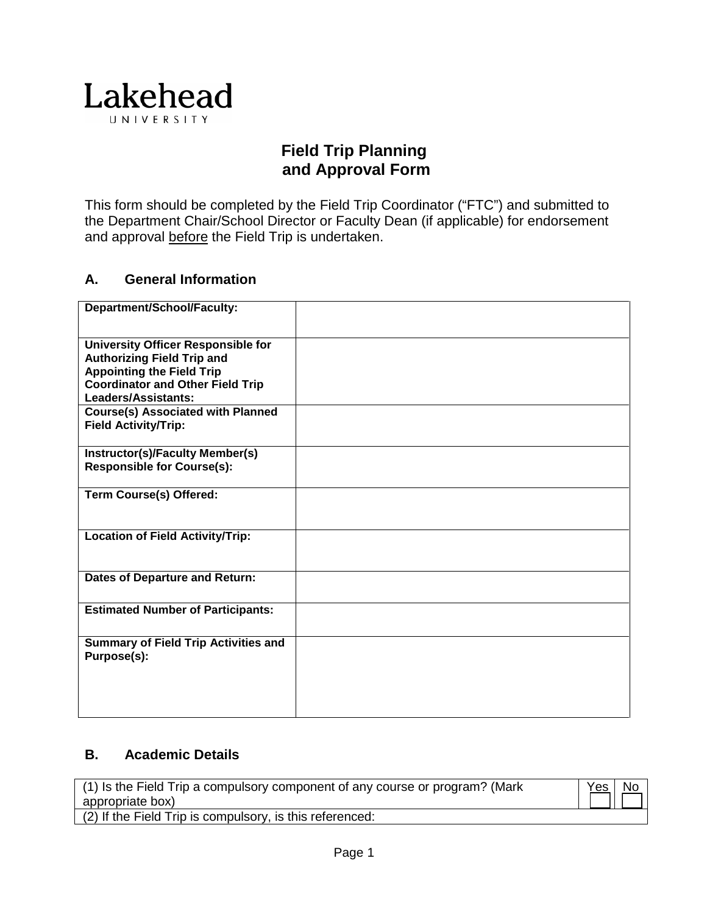Lakehead
UNIVERSITY

# Field Trip Planning and Approval Form

This form should be completed by the Field Trip Coordinator ("FTC") and submitted to the Department Chair/School Director or Faculty Dean (if applicable) for endorsement and approval before the Field Trip is undertaken.

## A. General Information

| | |
|---|---|
| **Department/School/Faculty:** | |
| **University Officer Responsible for Authorizing Field Trip and Appointing the Field Trip Coordinator and Other Field Trip Leaders/Assistants:** | |
| **Course(s) Associated with Planned Field Activity/Trip:** | |
| **Instructor(s)/Faculty Member(s) Responsible for Course(s):** | |
| **Term Course(s) Offered:** | |
| **Location of Field Activity/Trip:** | |
| **Dates of Departure and Return:** | |
| **Estimated Number of Participants:** | |
| **Summary of Field Trip Activities and Purpose(s):** | |

## B. Academic Details

| | Yes | No |
|---|---|---|
| (1) Is the Field Trip a compulsory component of any course or program? (Mark appropriate box) | ☐ | ☐ |
| (2) If the Field Trip is compulsory, is this referenced: | | |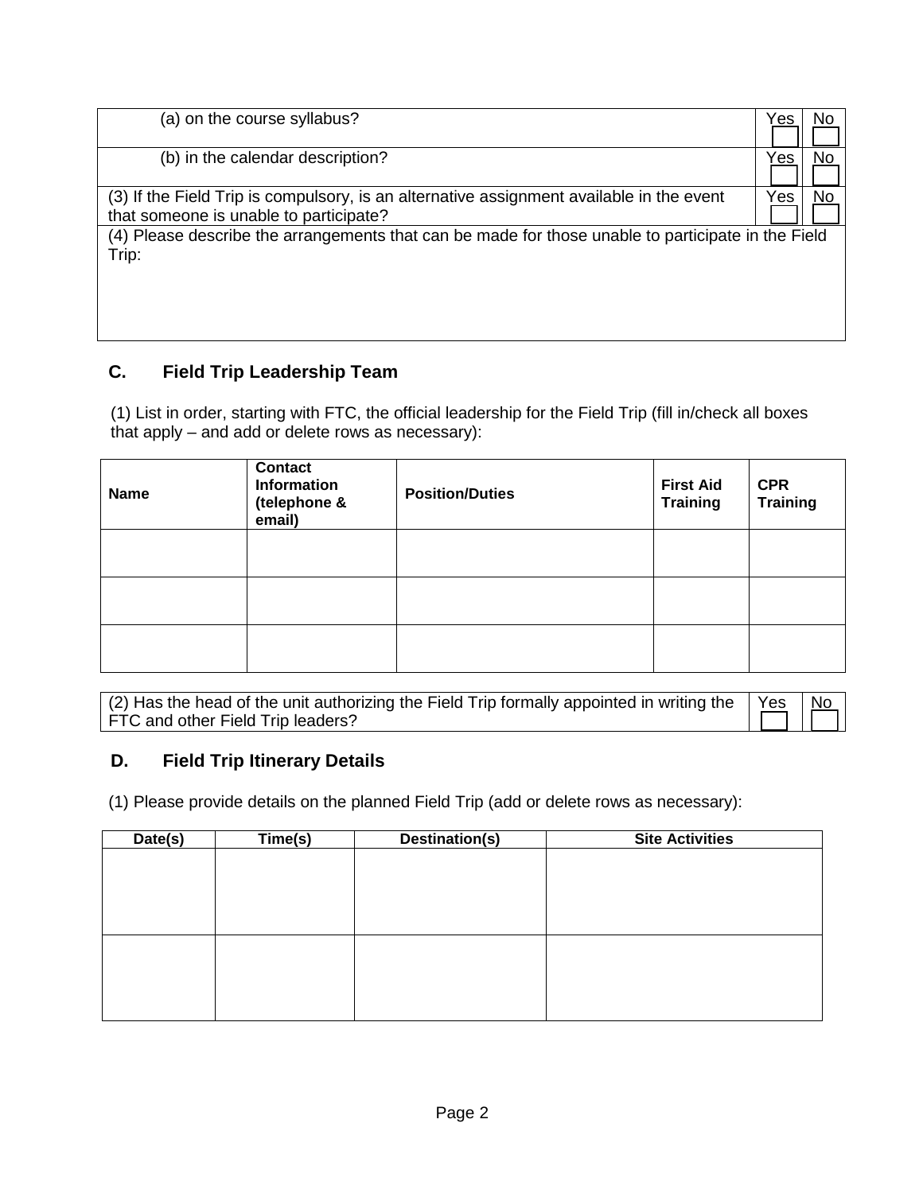| | Yes | No |
|---|---|---|
| (a) on the course syllabus? | ☐ | ☐ |
| (b) in the calendar description? | ☐ | ☐ |
| (3) If the Field Trip is compulsory, is an alternative assignment available in the event that someone is unable to participate? | ☐ | ☐ |

(4) Please describe the arrangements that can be made for those unable to participate in the Field Trip:

## C. Field Trip Leadership Team

(1) List in order, starting with FTC, the official leadership for the Field Trip (fill in/check all boxes that apply – and add or delete rows as necessary):

| Name | Contact Information (telephone & email) | Position/Duties | First Aid Training | CPR Training |
|---|---|---|---|---|
| | | | | |
| | | | | |
| | | | | |

| | Yes | No |
|---|---|---|
| (2) Has the head of the unit authorizing the Field Trip formally appointed in writing the FTC and other Field Trip leaders? | ☐ | ☐ |

## D. Field Trip Itinerary Details

(1) Please provide details on the planned Field Trip (add or delete rows as necessary):

| Date(s) | Time(s) | Destination(s) | Site Activities |
|---|---|---|---|
| | | | |
| | | | |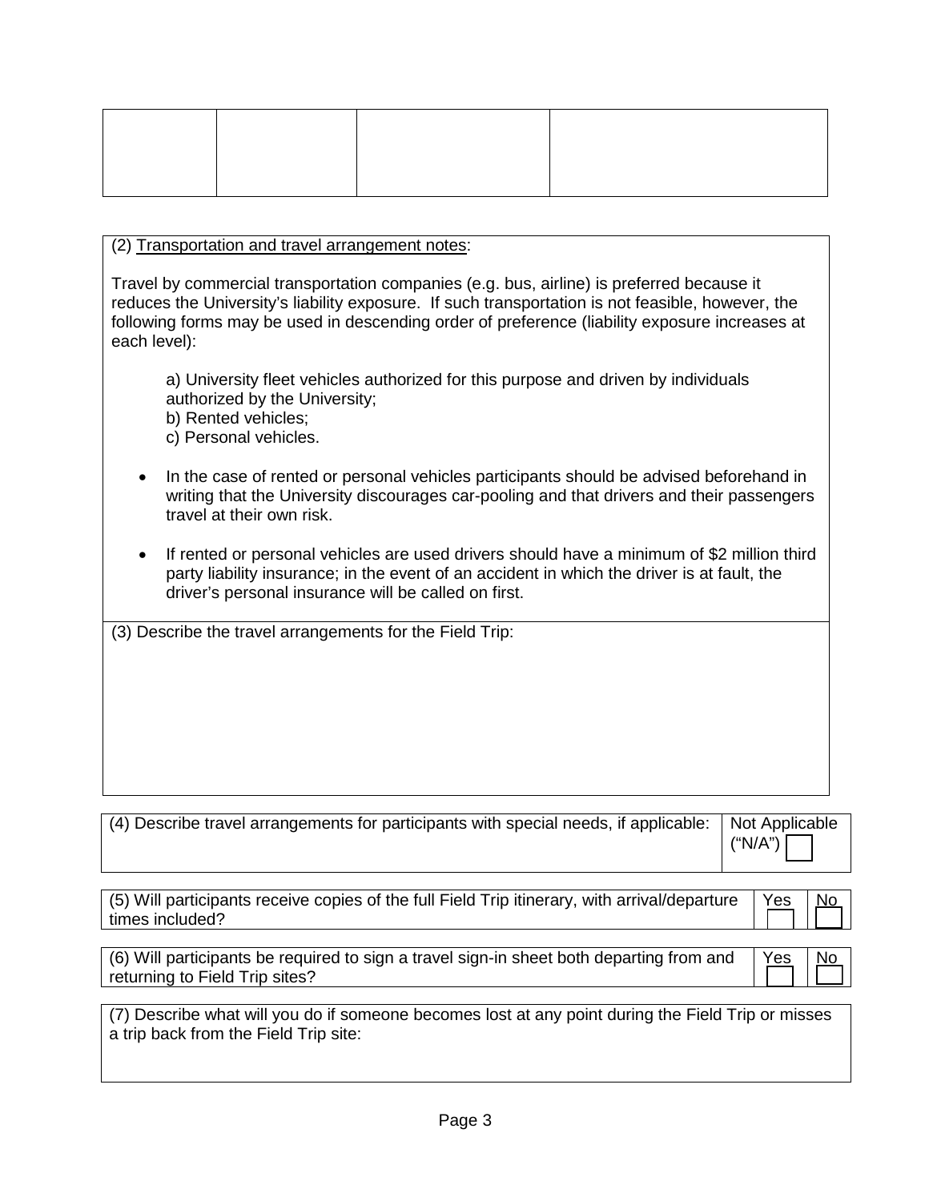| | | | |
|---|---|---|---|
| | | | |

(2) Transportation and travel arrangement notes:

Travel by commercial transportation companies (e.g. bus, airline) is preferred because it reduces the University's liability exposure. If such transportation is not feasible, however, the following forms may be used in descending order of preference (liability exposure increases at each level):

a) University fleet vehicles authorized for this purpose and driven by individuals authorized by the University;
b) Rented vehicles;
c) Personal vehicles.

- In the case of rented or personal vehicles participants should be advised beforehand in writing that the University discourages car-pooling and that drivers and their passengers travel at their own risk.
- If rented or personal vehicles are used drivers should have a minimum of $2 million third party liability insurance; in the event of an accident in which the driver is at fault, the driver's personal insurance will be called on first.

(3) Describe the travel arrangements for the Field Trip:

| (4) Describe travel arrangements for participants with special needs, if applicable: | Not Applicable ("N/A") ☐ |
|---|---|

| (5) Will participants receive copies of the full Field Trip itinerary, with arrival/departure times included? | Yes ☐ | No ☐ |
|---|---|---|

| (6) Will participants be required to sign a travel sign-in sheet both departing from and returning to Field Trip sites? | Yes ☐ | No ☐ |
|---|---|---|

(7) Describe what will you do if someone becomes lost at any point during the Field Trip or misses a trip back from the Field Trip site: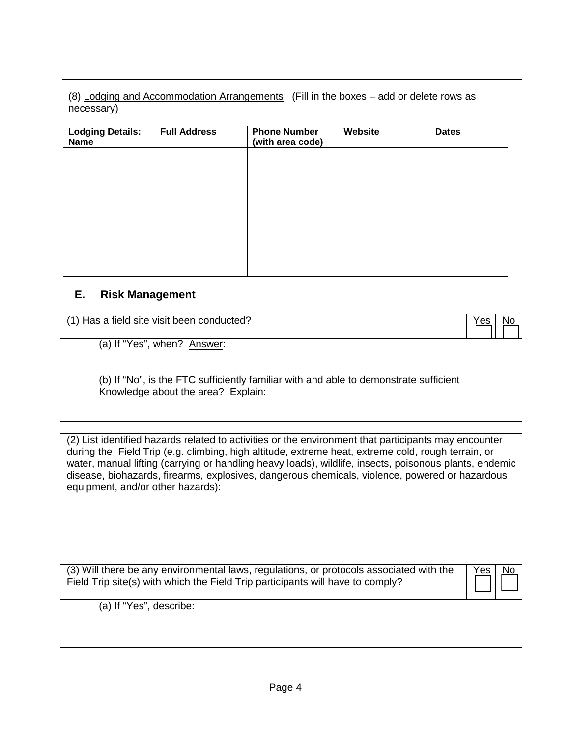(8) Lodging and Accommodation Arrangements: (Fill in the boxes – add or delete rows as necessary)

| Lodging Details: Name | Full Address | Phone Number (with area code) | Website | Dates |
|---|---|---|---|---|
| | | | | |
| | | | | |
| | | | | |
| | | | | |

## E. Risk Management

| (1) Has a field site visit been conducted? | Yes ☐ | No ☐ |
|---|---|---|
| (a) If "Yes", when? Answer: | | |
| (b) If "No", is the FTC sufficiently familiar with and able to demonstrate sufficient Knowledge about the area? Explain: | | |

(2) List identified hazards related to activities or the environment that participants may encounter during the Field Trip (e.g. climbing, high altitude, extreme heat, extreme cold, rough terrain, or water, manual lifting (carrying or handling heavy loads), wildlife, insects, poisonous plants, endemic disease, biohazards, firearms, explosives, dangerous chemicals, violence, powered or hazardous equipment, and/or other hazards):

| (3) Will there be any environmental laws, regulations, or protocols associated with the Field Trip site(s) with which the Field Trip participants will have to comply? | Yes ☐ | No ☐ |
|---|---|---|
| (a) If "Yes", describe: | | |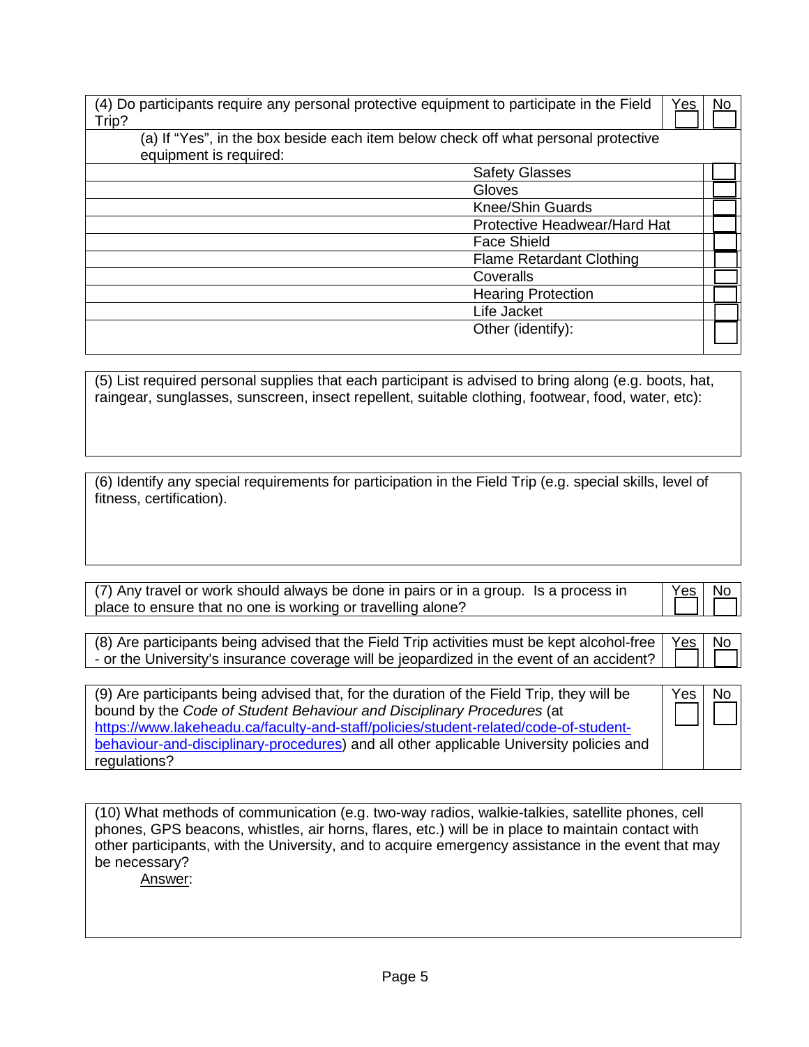| (4) Do participants require any personal protective equipment to participate in the Field Trip? | Yes ☐ | No ☐ |
|---|---|---|

(a) If "Yes", in the box beside each item below check off what personal protective equipment is required:

| Item | |
|---|---|
| Safety Glasses | ☐ |
| Gloves | ☐ |
| Knee/Shin Guards | ☐ |
| Protective Headwear/Hard Hat | ☐ |
| Face Shield | ☐ |
| Flame Retardant Clothing | ☐ |
| Coveralls | ☐ |
| Hearing Protection | ☐ |
| Life Jacket | ☐ |
| Other (identify): | ☐ |

(5) List required personal supplies that each participant is advised to bring along (e.g. boots, hat, raingear, sunglasses, sunscreen, insect repellent, suitable clothing, footwear, food, water, etc):

(6) Identify any special requirements for participation in the Field Trip (e.g. special skills, level of fitness, certification).

| (7) Any travel or work should always be done in pairs or in a group. Is a process in place to ensure that no one is working or travelling alone? | Yes ☐ | No ☐ |
|---|---|---|

| (8) Are participants being advised that the Field Trip activities must be kept alcohol-free - or the University's insurance coverage will be jeopardized in the event of an accident? | Yes ☐ | No ☐ |
|---|---|---|

| (9) Are participants being advised that, for the duration of the Field Trip, they will be bound by the *Code of Student Behaviour and Disciplinary Procedures* (at https://www.lakeheadu.ca/faculty-and-staff/policies/student-related/code-of-student-behaviour-and-disciplinary-procedures) and all other applicable University policies and regulations? | Yes ☐ | No ☐ |
|---|---|---|

(10) What methods of communication (e.g. two-way radios, walkie-talkies, satellite phones, cell phones, GPS beacons, whistles, air horns, flares, etc.) will be in place to maintain contact with other participants, with the University, and to acquire emergency assistance in the event that may be necessary?

Answer: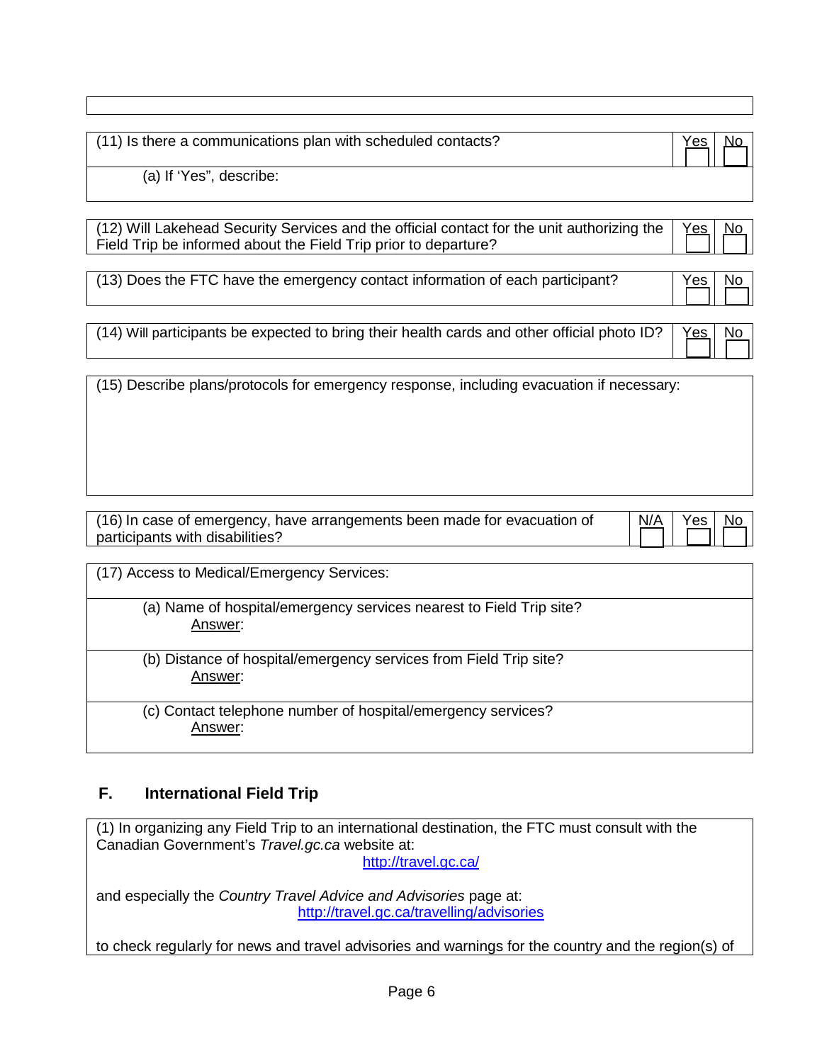| |
|---|
| |

| (11) Is there a communications plan with scheduled contacts? | Yes ☐ | No ☐ |
|---|---|---|
| (a) If 'Yes", describe: | | |

| (12) Will Lakehead Security Services and the official contact for the unit authorizing the Field Trip be informed about the Field Trip prior to departure? | Yes ☐ | No ☐ |
|---|---|---|

| (13) Does the FTC have the emergency contact information of each participant? | Yes ☐ | No ☐ |
|---|---|---|

| (14) Will participants be expected to bring their health cards and other official photo ID? | Yes ☐ | No ☐ |
|---|---|---|

| (15) Describe plans/protocols for emergency response, including evacuation if necessary: |
|---|
| |

| (16) In case of emergency, have arrangements been made for evacuation of participants with disabilities? | N/A ☐ | Yes ☐ | No ☐ |
|---|---|---|---|

| (17) Access to Medical/Emergency Services: |
|---|
| (a) Name of hospital/emergency services nearest to Field Trip site? <br> Answer: |
| (b) Distance of hospital/emergency services from Field Trip site? <br> Answer: |
| (c) Contact telephone number of hospital/emergency services? <br> Answer: |

## F. International Field Trip

(1) In organizing any Field Trip to an international destination, the FTC must consult with the Canadian Government's *Travel.gc.ca* website at:

http://travel.gc.ca/

and especially the *Country Travel Advice and Advisories* page at:

http://travel.gc.ca/travelling/advisories

to check regularly for news and travel advisories and warnings for the country and the region(s) of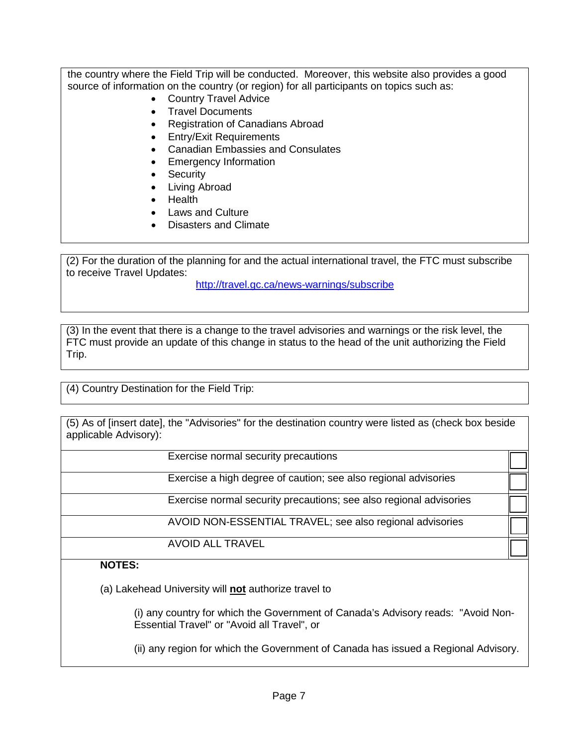the country where the Field Trip will be conducted. Moreover, this website also provides a good source of information on the country (or region) for all participants on topics such as:

- Country Travel Advice
- Travel Documents
- Registration of Canadians Abroad
- Entry/Exit Requirements
- Canadian Embassies and Consulates
- Emergency Information
- Security
- Living Abroad
- Health
- Laws and Culture
- Disasters and Climate

(2) For the duration of the planning for and the actual international travel, the FTC must subscribe to receive Travel Updates:

http://travel.gc.ca/news-warnings/subscribe

(3) In the event that there is a change to the travel advisories and warnings or the risk level, the FTC must provide an update of this change in status to the head of the unit authorizing the Field Trip.

(4) Country Destination for the Field Trip:

(5) As of [insert date], the "Advisories" for the destination country were listed as (check box beside applicable Advisory):

| Advisory | Check |
|---|---|
| Exercise normal security precautions | ☐ |
| Exercise a high degree of caution; see also regional advisories | ☐ |
| Exercise normal security precautions; see also regional advisories | ☐ |
| AVOID NON-ESSENTIAL TRAVEL; see also regional advisories | ☐ |
| AVOID ALL TRAVEL | ☐ |

**NOTES:**

(a) Lakehead University will **not** authorize travel to

(i) any country for which the Government of Canada's Advisory reads: "Avoid Non-Essential Travel" or "Avoid all Travel", or

(ii) any region for which the Government of Canada has issued a Regional Advisory.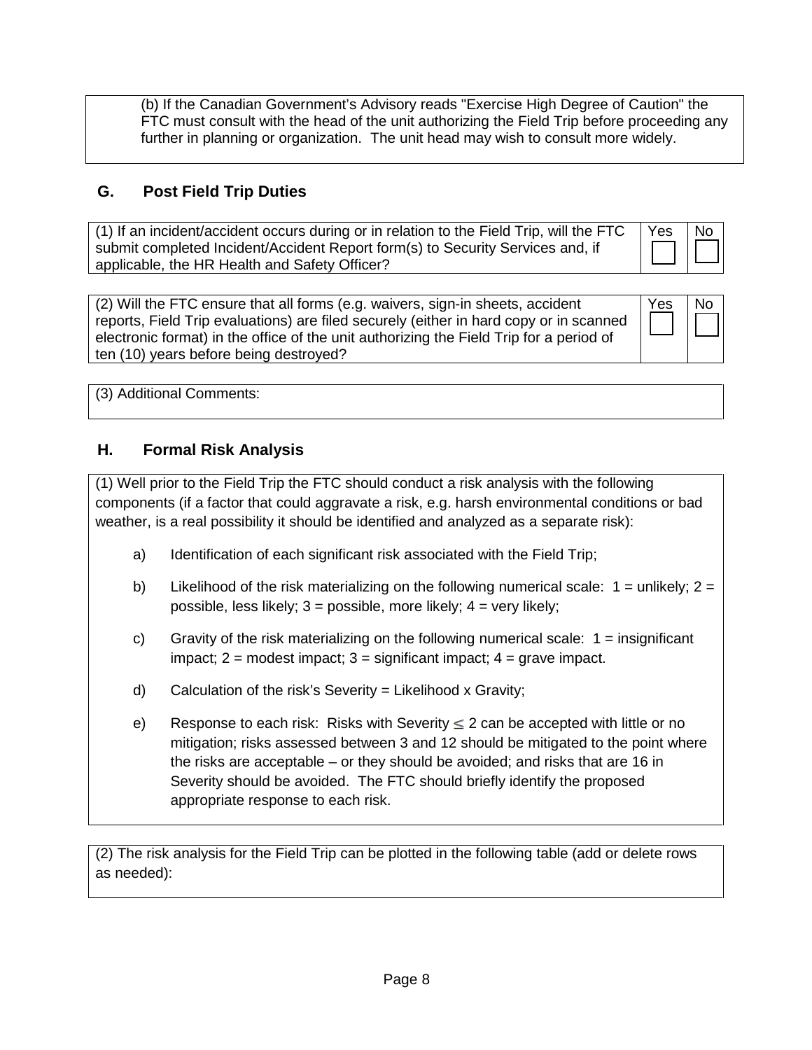(b) If the Canadian Government's Advisory reads "Exercise High Degree of Caution" the FTC must consult with the head of the unit authorizing the Field Trip before proceeding any further in planning or organization. The unit head may wish to consult more widely.

## G. Post Field Trip Duties

| | Yes | No |
|---|---|---|
| (1) If an incident/accident occurs during or in relation to the Field Trip, will the FTC submit completed Incident/Accident Report form(s) to Security Services and, if applicable, the HR Health and Safety Officer? | ☐ | ☐ |

| | Yes | No |
|---|---|---|
| (2) Will the FTC ensure that all forms (e.g. waivers, sign-in sheets, accident reports, Field Trip evaluations) are filed securely (either in hard copy or in scanned electronic format) in the office of the unit authorizing the Field Trip for a period of ten (10) years before being destroyed? | ☐ | ☐ |

(3) Additional Comments:

## H. Formal Risk Analysis

(1) Well prior to the Field Trip the FTC should conduct a risk analysis with the following components (if a factor that could aggravate a risk, e.g. harsh environmental conditions or bad weather, is a real possibility it should be identified and analyzed as a separate risk):

a) Identification of each significant risk associated with the Field Trip;

b) Likelihood of the risk materializing on the following numerical scale: 1 = unlikely; 2 = possible, less likely; 3 = possible, more likely; 4 = very likely;

c) Gravity of the risk materializing on the following numerical scale: 1 = insignificant impact; 2 = modest impact; 3 = significant impact; 4 = grave impact.

d) Calculation of the risk's Severity = Likelihood x Gravity;

e) Response to each risk: Risks with Severity $\leq$ 2 can be accepted with little or no mitigation; risks assessed between 3 and 12 should be mitigated to the point where the risks are acceptable – or they should be avoided; and risks that are 16 in Severity should be avoided. The FTC should briefly identify the proposed appropriate response to each risk.

(2) The risk analysis for the Field Trip can be plotted in the following table (add or delete rows as needed):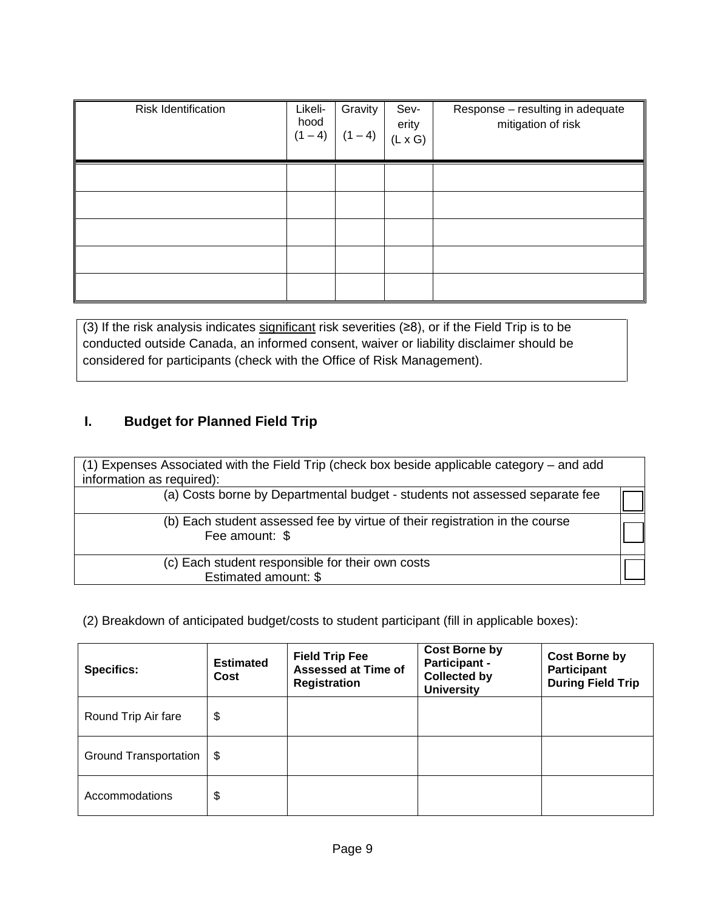| Risk Identification | Likeli-hood (1 – 4) | Gravity (1 – 4) | Sev-erity (L x G) | Response – resulting in adequate mitigation of risk |
|---|---|---|---|---|
| | | | | |
| | | | | |
| | | | | |
| | | | | |
| | | | | |

(3) If the risk analysis indicates significant risk severities (≥8), or if the Field Trip is to be conducted outside Canada, an informed consent, waiver or liability disclaimer should be considered for participants (check with the Office of Risk Management).

## I. Budget for Planned Field Trip

| (1) Expenses Associated with the Field Trip (check box beside applicable category – and add information as required): | |
|---|---|
| (a) Costs borne by Departmental budget - students not assessed separate fee | ☐ |
| (b) Each student assessed fee by virtue of their registration in the course<br>Fee amount: $ | ☐ |
| (c) Each student responsible for their own costs<br>Estimated amount: $ | ☐ |

(2) Breakdown of anticipated budget/costs to student participant (fill in applicable boxes):

| **Specifics:** | **Estimated Cost** | **Field Trip Fee Assessed at Time of Registration** | **Cost Borne by Participant - Collected by University** | **Cost Borne by Participant During Field Trip** |
|---|---|---|---|---|
| Round Trip Air fare | $ | | | |
| Ground Transportation | $ | | | |
| Accommodations | $ | | | |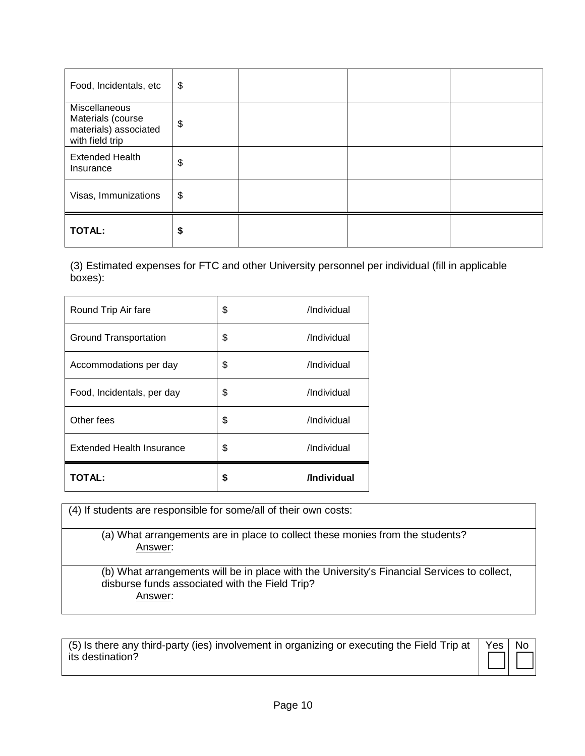| | | | | |
|---|---|---|---|---|
| Food, Incidentals, etc | $ | | | |
| Miscellaneous Materials (course materials) associated with field trip | $ | | | |
| Extended Health Insurance | $ | | | |
| Visas, Immunizations | $ | | | |
| **TOTAL:** | **$** | | | |

(3) Estimated expenses for FTC and other University personnel per individual (fill in applicable boxes):

| | |
|---|---|
| Round Trip Air fare | $ /Individual |
| Ground Transportation | $ /Individual |
| Accommodations per day | $ /Individual |
| Food, Incidentals, per day | $ /Individual |
| Other fees | $ /Individual |
| Extended Health Insurance | $ /Individual |
| **TOTAL:** | **$ /Individual** |

(4) If students are responsible for some/all of their own costs:

(a) What arrangements are in place to collect these monies from the students?
Answer:

(b) What arrangements will be in place with the University's Financial Services to collect, disburse funds associated with the Field Trip?
Answer:

| | Yes | No |
|---|---|---|
| (5) Is there any third-party (ies) involvement in organizing or executing the Field Trip at its destination? | ☐ | ☐ |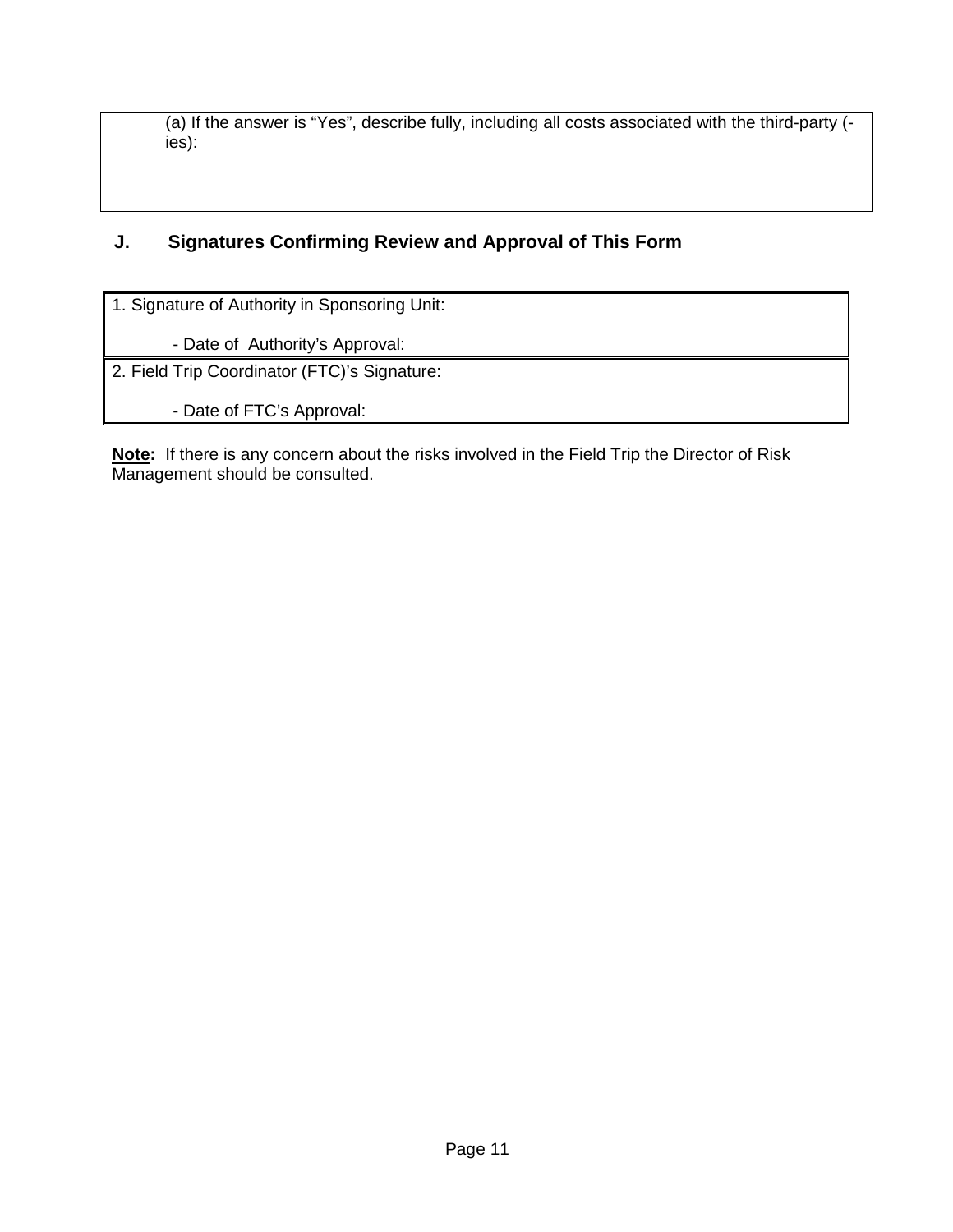(a) If the answer is “Yes”, describe fully, including all costs associated with the third-party (-ies):

## J. Signatures Confirming Review and Approval of This Form

| |
|---|
| 1. Signature of Authority in Sponsoring Unit:<br><br>- Date of Authority’s Approval: |
| 2. Field Trip Coordinator (FTC)’s Signature:<br><br>- Date of FTC’s Approval: |

**Note:** If there is any concern about the risks involved in the Field Trip the Director of Risk Management should be consulted.